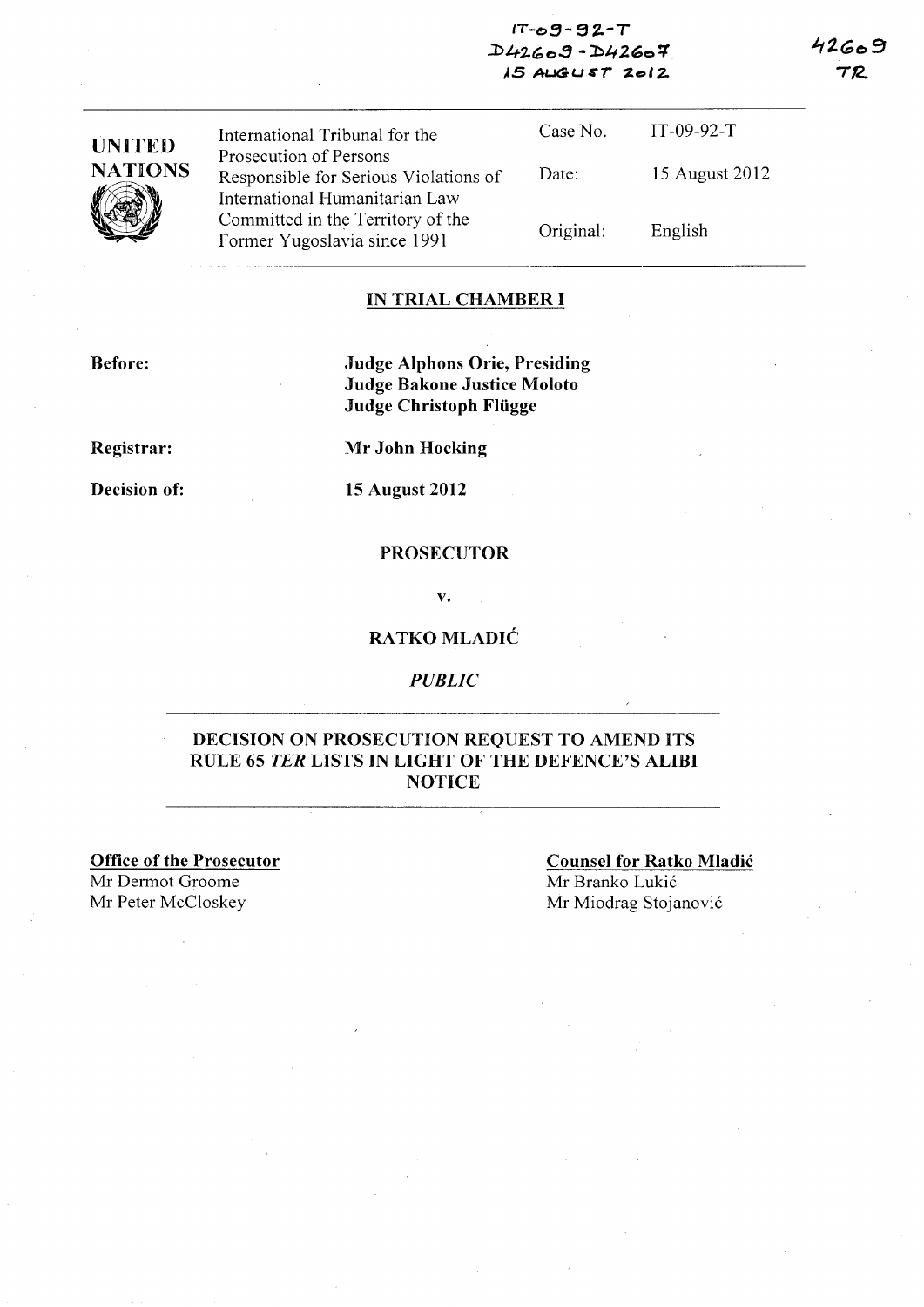IT-09-92-T
D42609 - D42607
15 AUGUST 2012

42609
TR

| UNITED NATIONS | International Tribunal for the Prosecution of Persons Responsible for Serious Violations of International Humanitarian Law Committed in the Territory of the Former Yugoslavia since 1991 | Case No. | IT-09-92-T |
|---|---|---|---|
| | | Date: | 15 August 2012 |
| | | Original: | English |

**IN TRIAL CHAMBER I**

**Before:** **Judge Alphons Orie, Presiding**
**Judge Bakone Justice Moloto**
**Judge Christoph Flügge**

**Registrar:** **Mr John Hocking**

**Decision of:** **15 August 2012**

**PROSECUTOR**

**v.**

**RATKO MLADIĆ**

***PUBLIC***

**DECISION ON PROSECUTION REQUEST TO AMEND ITS RULE 65 *TER* LISTS IN LIGHT OF THE DEFENCE'S ALIBI NOTICE**

**Office of the Prosecutor**
Mr Dermot Groome
Mr Peter McCloskey

**Counsel for Ratko Mladić**
Mr Branko Lukić
Mr Miodrag Stojanović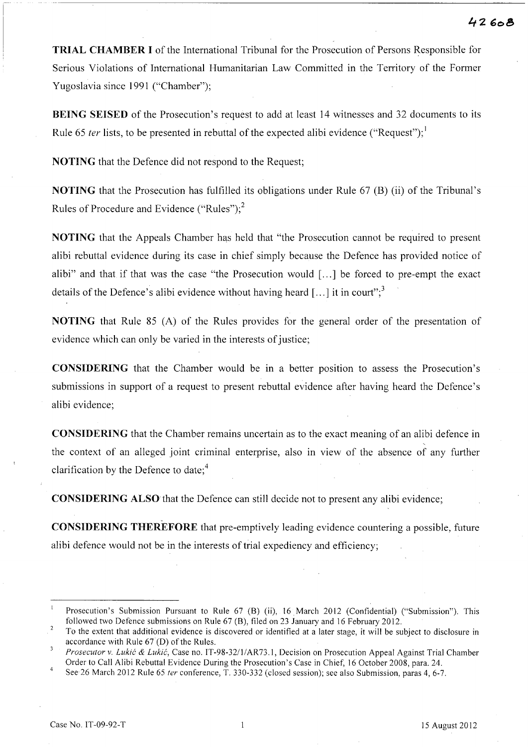**TRIAL CHAMBER I** of the International Tribunal for the Prosecution of Persons Responsible for Serious Violations of International Humanitarian Law Committed in the Territory of the Former Yugoslavia since 1991 ("Chamber");

**BEING SEISED** of the Prosecution's request to add at least 14 witnesses and 32 documents to its Rule 65 *ter* lists, to be presented in rebuttal of the expected alibi evidence ("Request");[1]

**NOTING** that the Defence did not respond to the Request;

**NOTING** that the Prosecution has fulfilled its obligations under Rule 67 (B) (ii) of the Tribunal's Rules of Procedure and Evidence ("Rules");[2]

**NOTING** that the Appeals Chamber has held that "the Prosecution cannot be required to present alibi rebuttal evidence during its case in chief simply because the Defence has provided notice of alibi" and that if that was the case "the Prosecution would [...] be forced to pre-empt the exact details of the Defence's alibi evidence without having heard [...] it in court";[3]

**NOTING** that Rule 85 (A) of the Rules provides for the general order of the presentation of evidence which can only be varied in the interests of justice;

**CONSIDERING** that the Chamber would be in a better position to assess the Prosecution's submissions in support of a request to present rebuttal evidence after having heard the Defence's alibi evidence;

**CONSIDERING** that the Chamber remains uncertain as to the exact meaning of an alibi defence in the context of an alleged joint criminal enterprise, also in view of the absence of any further clarification by the Defence to date;[4]

**CONSIDERING ALSO** that the Defence can still decide not to present any alibi evidence;

**CONSIDERING THEREFORE** that pre-emptively leading evidence countering a possible, future alibi defence would not be in the interests of trial expediency and efficiency;

---

[1] Prosecution's Submission Pursuant to Rule 67 (B) (ii), 16 March 2012 (Confidential) ("Submission"). This followed two Defence submissions on Rule 67 (B), filed on 23 January and 16 February 2012.

[2] To the extent that additional evidence is discovered or identified at a later stage, it will be subject to disclosure in accordance with Rule 67 (D) of the Rules.

[3] *Prosecutor v. Lukić & Lukić*, Case no. IT-98-32/1/AR73.1, Decision on Prosecution Appeal Against Trial Chamber Order to Call Alibi Rebuttal Evidence During the Prosecution's Case in Chief, 16 October 2008, para. 24.

[4] See 26 March 2012 Rule 65 *ter* conference, T. 330-332 (closed session); see also Submission, paras 4, 6-7.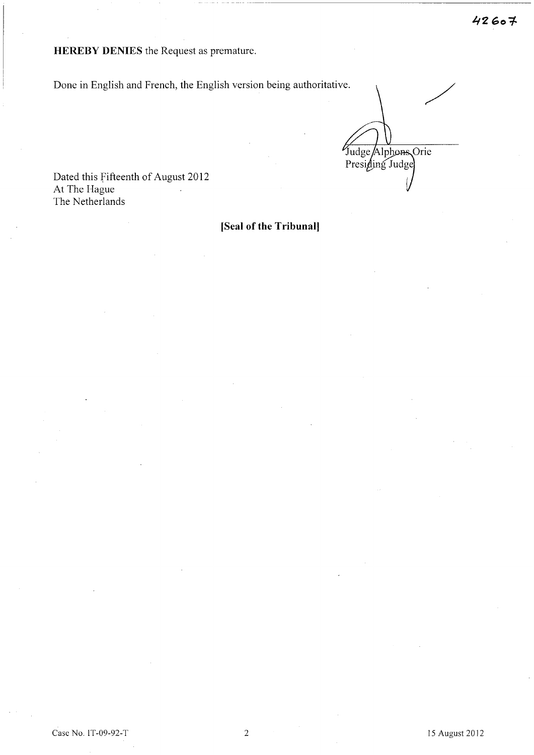**HEREBY DENIES** the Request as premature.

Done in English and French, the English version being authoritative.

Judge Alphons Orie
Presiding Judge

Dated this Fifteenth of August 2012
At The Hague
The Netherlands

**[Seal of the Tribunal]**